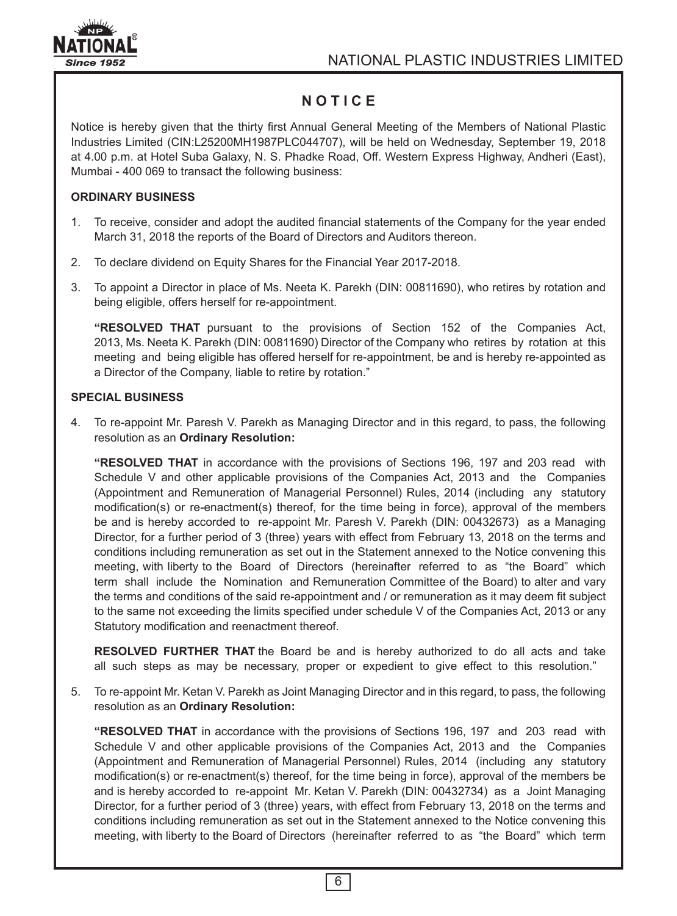# NOTICE

Notice is hereby given that the thirty first Annual General Meeting of the Members of National Plastic Industries Limited (CIN:L25200MH1987PLC044707), will be held on Wednesday, September 19, 2018 at 4.00 p.m. at Hotel Suba Galaxy, N. S. Phadke Road, Off. Western Express Highway, Andheri (East), Mumbai - 400 069 to transact the following business:

## ORDINARY BUSINESS

1. To receive, consider and adopt the audited financial statements of the Company for the year ended March 31, 2018 the reports of the Board of Directors and Auditors thereon.

2. To declare dividend on Equity Shares for the Financial Year 2017-2018.

3. To appoint a Director in place of Ms. Neeta K. Parekh (DIN: 00811690), who retires by rotation and being eligible, offers herself for re-appointment.

   **"RESOLVED THAT** pursuant to the provisions of Section 152 of the Companies Act, 2013, Ms. Neeta K. Parekh (DIN: 00811690) Director of the Company who retires by rotation at this meeting and being eligible has offered herself for re-appointment, be and is hereby re-appointed as a Director of the Company, liable to retire by rotation."

## SPECIAL BUSINESS

4. To re-appoint Mr. Paresh V. Parekh as Managing Director and in this regard, to pass, the following resolution as an **Ordinary Resolution:**

   **"RESOLVED THAT** in accordance with the provisions of Sections 196, 197 and 203 read with Schedule V and other applicable provisions of the Companies Act, 2013 and the Companies (Appointment and Remuneration of Managerial Personnel) Rules, 2014 (including any statutory modification(s) or re-enactment(s) thereof, for the time being in force), approval of the members be and is hereby accorded to re-appoint Mr. Paresh V. Parekh (DIN: 00432673) as a Managing Director, for a further period of 3 (three) years with effect from February 13, 2018 on the terms and conditions including remuneration as set out in the Statement annexed to the Notice convening this meeting, with liberty to the Board of Directors (hereinafter referred to as "the Board" which term shall include the Nomination and Remuneration Committee of the Board) to alter and vary the terms and conditions of the said re-appointment and / or remuneration as it may deem fit subject to the same not exceeding the limits specified under schedule V of the Companies Act, 2013 or any Statutory modification and reenactment thereof.

   **RESOLVED FURTHER THAT** the Board be and is hereby authorized to do all acts and take all such steps as may be necessary, proper or expedient to give effect to this resolution."

5. To re-appoint Mr. Ketan V. Parekh as Joint Managing Director and in this regard, to pass, the following resolution as an **Ordinary Resolution:**

   **"RESOLVED THAT** in accordance with the provisions of Sections 196, 197 and 203 read with Schedule V and other applicable provisions of the Companies Act, 2013 and the Companies (Appointment and Remuneration of Managerial Personnel) Rules, 2014 (including any statutory modification(s) or re-enactment(s) thereof, for the time being in force), approval of the members be and is hereby accorded to re-appoint Mr. Ketan V. Parekh (DIN: 00432734) as a Joint Managing Director, for a further period of 3 (three) years, with effect from February 13, 2018 on the terms and conditions including remuneration as set out in the Statement annexed to the Notice convening this meeting, with liberty to the Board of Directors (hereinafter referred to as "the Board" which term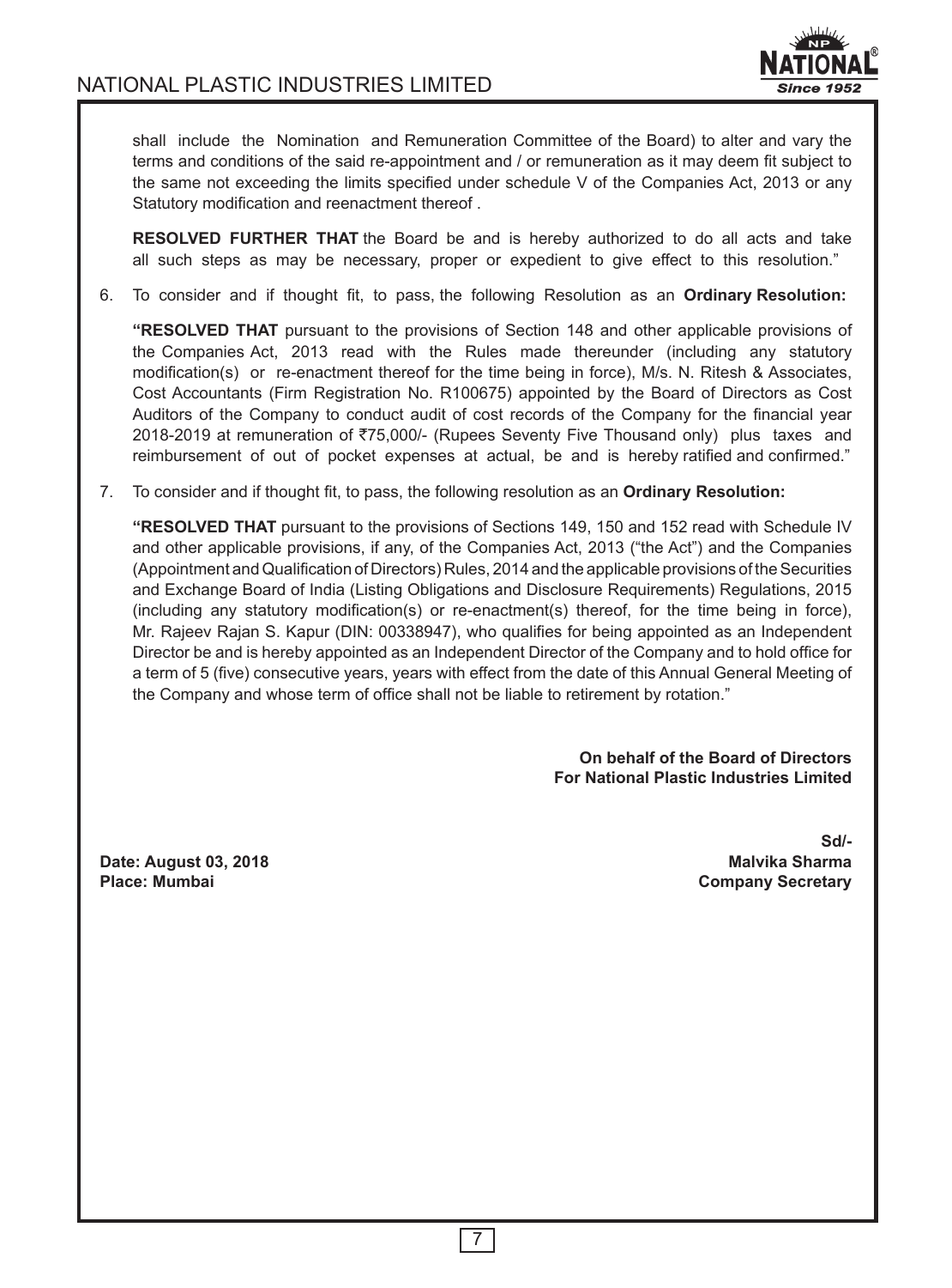shall include the Nomination and Remuneration Committee of the Board) to alter and vary the terms and conditions of the said re-appointment and / or remuneration as it may deem fit subject to the same not exceeding the limits specified under schedule V of the Companies Act, 2013 or any Statutory modification and reenactment thereof .

**RESOLVED FURTHER THAT** the Board be and is hereby authorized to do all acts and take all such steps as may be necessary, proper or expedient to give effect to this resolution."

6. To consider and if thought fit, to pass, the following Resolution as an **Ordinary Resolution:**

   **"RESOLVED THAT** pursuant to the provisions of Section 148 and other applicable provisions of the Companies Act, 2013 read with the Rules made thereunder (including any statutory modification(s) or re-enactment thereof for the time being in force), M/s. N. Ritesh & Associates, Cost Accountants (Firm Registration No. R100675) appointed by the Board of Directors as Cost Auditors of the Company to conduct audit of cost records of the Company for the financial year 2018-2019 at remuneration of ₹75,000/- (Rupees Seventy Five Thousand only) plus taxes and reimbursement of out of pocket expenses at actual, be and is hereby ratified and confirmed."

7. To consider and if thought fit, to pass, the following resolution as an **Ordinary Resolution:**

   **"RESOLVED THAT** pursuant to the provisions of Sections 149, 150 and 152 read with Schedule IV and other applicable provisions, if any, of the Companies Act, 2013 ("the Act") and the Companies (Appointment and Qualification of Directors) Rules, 2014 and the applicable provisions of the Securities and Exchange Board of India (Listing Obligations and Disclosure Requirements) Regulations, 2015 (including any statutory modification(s) or re-enactment(s) thereof, for the time being in force), Mr. Rajeev Rajan S. Kapur (DIN: 00338947), who qualifies for being appointed as an Independent Director be and is hereby appointed as an Independent Director of the Company and to hold office for a term of 5 (five) consecutive years, years with effect from the date of this Annual General Meeting of the Company and whose term of office shall not be liable to retirement by rotation."

**On behalf of the Board of Directors**
**For National Plastic Industries Limited**

**Sd/-**
**Malvika Sharma**
**Company Secretary**

**Date: August 03, 2018**
**Place: Mumbai**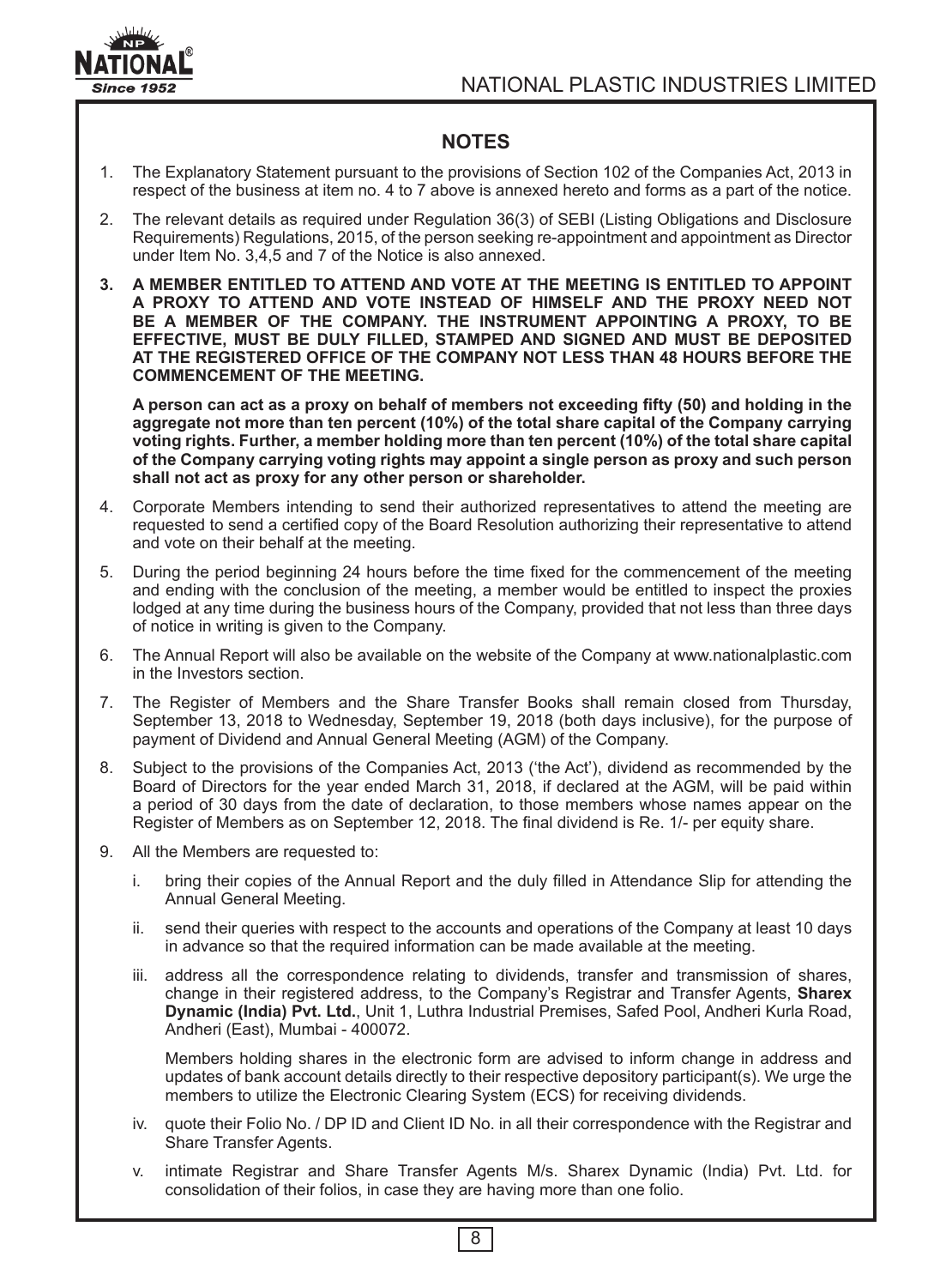## NOTES

1. The Explanatory Statement pursuant to the provisions of Section 102 of the Companies Act, 2013 in respect of the business at item no. 4 to 7 above is annexed hereto and forms as a part of the notice.

2. The relevant details as required under Regulation 36(3) of SEBI (Listing Obligations and Disclosure Requirements) Regulations, 2015, of the person seeking re-appointment and appointment as Director under Item No. 3,4,5 and 7 of the Notice is also annexed.

3. **A MEMBER ENTITLED TO ATTEND AND VOTE AT THE MEETING IS ENTITLED TO APPOINT A PROXY TO ATTEND AND VOTE INSTEAD OF HIMSELF AND THE PROXY NEED NOT BE A MEMBER OF THE COMPANY. THE INSTRUMENT APPOINTING A PROXY, TO BE EFFECTIVE, MUST BE DULY FILLED, STAMPED AND SIGNED AND MUST BE DEPOSITED AT THE REGISTERED OFFICE OF THE COMPANY NOT LESS THAN 48 HOURS BEFORE THE COMMENCEMENT OF THE MEETING.**

   **A person can act as a proxy on behalf of members not exceeding fifty (50) and holding in the aggregate not more than ten percent (10%) of the total share capital of the Company carrying voting rights. Further, a member holding more than ten percent (10%) of the total share capital of the Company carrying voting rights may appoint a single person as proxy and such person shall not act as proxy for any other person or shareholder.**

4. Corporate Members intending to send their authorized representatives to attend the meeting are requested to send a certified copy of the Board Resolution authorizing their representative to attend and vote on their behalf at the meeting.

5. During the period beginning 24 hours before the time fixed for the commencement of the meeting and ending with the conclusion of the meeting, a member would be entitled to inspect the proxies lodged at any time during the business hours of the Company, provided that not less than three days of notice in writing is given to the Company.

6. The Annual Report will also be available on the website of the Company at www.nationalplastic.com in the Investors section.

7. The Register of Members and the Share Transfer Books shall remain closed from Thursday, September 13, 2018 to Wednesday, September 19, 2018 (both days inclusive), for the purpose of payment of Dividend and Annual General Meeting (AGM) of the Company.

8. Subject to the provisions of the Companies Act, 2013 ('the Act'), dividend as recommended by the Board of Directors for the year ended March 31, 2018, if declared at the AGM, will be paid within a period of 30 days from the date of declaration, to those members whose names appear on the Register of Members as on September 12, 2018. The final dividend is Re. 1/- per equity share.

9. All the Members are requested to:

   i. bring their copies of the Annual Report and the duly filled in Attendance Slip for attending the Annual General Meeting.

   ii. send their queries with respect to the accounts and operations of the Company at least 10 days in advance so that the required information can be made available at the meeting.

   iii. address all the correspondence relating to dividends, transfer and transmission of shares, change in their registered address, to the Company's Registrar and Transfer Agents, **Sharex Dynamic (India) Pvt. Ltd.**, Unit 1, Luthra Industrial Premises, Safed Pool, Andheri Kurla Road, Andheri (East), Mumbai - 400072.

   Members holding shares in the electronic form are advised to inform change in address and updates of bank account details directly to their respective depository participant(s). We urge the members to utilize the Electronic Clearing System (ECS) for receiving dividends.

   iv. quote their Folio No. / DP ID and Client ID No. in all their correspondence with the Registrar and Share Transfer Agents.

   v. intimate Registrar and Share Transfer Agents M/s. Sharex Dynamic (India) Pvt. Ltd. for consolidation of their folios, in case they are having more than one folio.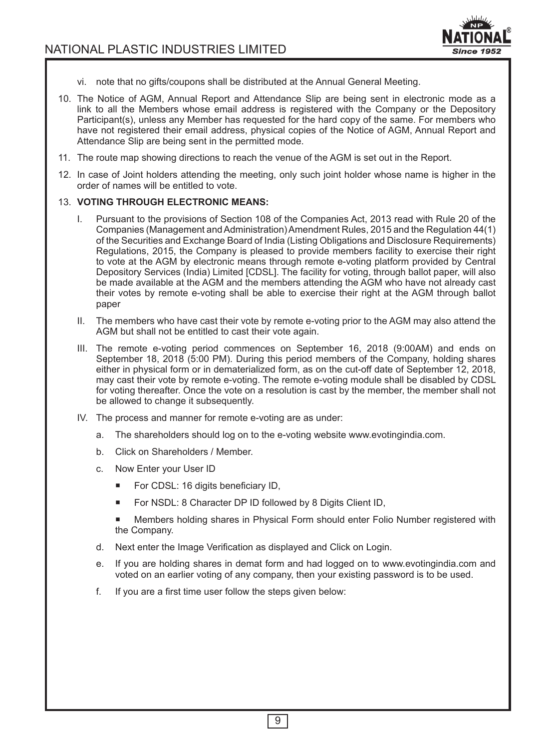vi. note that no gifts/coupons shall be distributed at the Annual General Meeting.

10. The Notice of AGM, Annual Report and Attendance Slip are being sent in electronic mode as a link to all the Members whose email address is registered with the Company or the Depository Participant(s), unless any Member has requested for the hard copy of the same. For members who have not registered their email address, physical copies of the Notice of AGM, Annual Report and Attendance Slip are being sent in the permitted mode.

11. The route map showing directions to reach the venue of the AGM is set out in the Report.

12. In case of Joint holders attending the meeting, only such joint holder whose name is higher in the order of names will be entitled to vote.

13. **VOTING THROUGH ELECTRONIC MEANS:**

I. Pursuant to the provisions of Section 108 of the Companies Act, 2013 read with Rule 20 of the Companies (Management and Administration) Amendment Rules, 2015 and the Regulation 44(1) of the Securities and Exchange Board of India (Listing Obligations and Disclosure Requirements) Regulations, 2015, the Company is pleased to provide members facility to exercise their right to vote at the AGM by electronic means through remote e-voting platform provided by Central Depository Services (India) Limited [CDSL]. The facility for voting, through ballot paper, will also be made available at the AGM and the members attending the AGM who have not already cast their votes by remote e-voting shall be able to exercise their right at the AGM through ballot paper

II. The members who have cast their vote by remote e-voting prior to the AGM may also attend the AGM but shall not be entitled to cast their vote again.

III. The remote e-voting period commences on September 16, 2018 (9:00AM) and ends on September 18, 2018 (5:00 PM). During this period members of the Company, holding shares either in physical form or in dematerialized form, as on the cut-off date of September 12, 2018, may cast their vote by remote e-voting. The remote e-voting module shall be disabled by CDSL for voting thereafter. Once the vote on a resolution is cast by the member, the member shall not be allowed to change it subsequently.

IV. The process and manner for remote e-voting are as under:

a. The shareholders should log on to the e-voting website www.evotingindia.com.

b. Click on Shareholders / Member.

c. Now Enter your User ID

- For CDSL: 16 digits beneficiary ID,
- For NSDL: 8 Character DP ID followed by 8 Digits Client ID,
- Members holding shares in Physical Form should enter Folio Number registered with the Company.

d. Next enter the Image Verification as displayed and Click on Login.

e. If you are holding shares in demat form and had logged on to www.evotingindia.com and voted on an earlier voting of any company, then your existing password is to be used.

f. If you are a first time user follow the steps given below: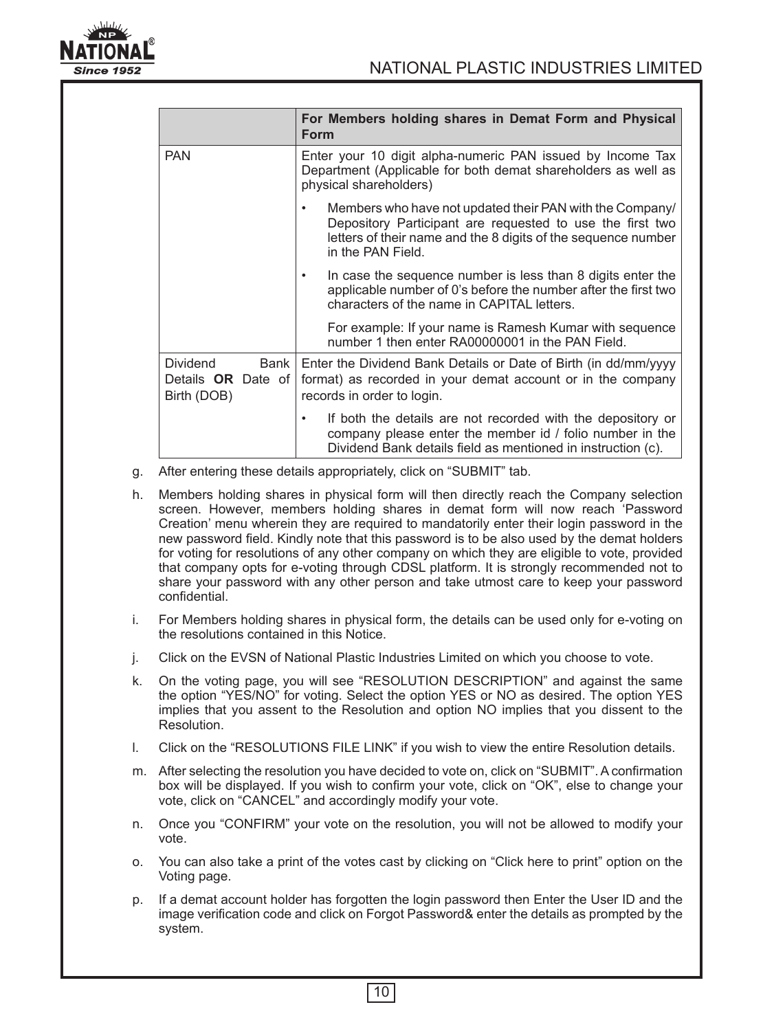| | For Members holding shares in Demat Form and Physical Form |
|---|---|
| PAN | Enter your 10 digit alpha-numeric PAN issued by Income Tax Department (Applicable for both demat shareholders as well as physical shareholders) |
| | • Members who have not updated their PAN with the Company/ Depository Participant are requested to use the first two letters of their name and the 8 digits of the sequence number in the PAN Field. |
| | • In case the sequence number is less than 8 digits enter the applicable number of 0's before the number after the first two characters of the name in CAPITAL letters. |
| | For example: If your name is Ramesh Kumar with sequence number 1 then enter RA00000001 in the PAN Field. |
| Dividend Bank Details **OR** Date of Birth (DOB) | Enter the Dividend Bank Details or Date of Birth (in dd/mm/yyyy format) as recorded in your demat account or in the company records in order to login. |
| | • If both the details are not recorded with the depository or company please enter the member id / folio number in the Dividend Bank details field as mentioned in instruction (c). |

g. After entering these details appropriately, click on "SUBMIT" tab.

h. Members holding shares in physical form will then directly reach the Company selection screen. However, members holding shares in demat form will now reach 'Password Creation' menu wherein they are required to mandatorily enter their login password in the new password field. Kindly note that this password is to be also used by the demat holders for voting for resolutions of any other company on which they are eligible to vote, provided that company opts for e-voting through CDSL platform. It is strongly recommended not to share your password with any other person and take utmost care to keep your password confidential.

i. For Members holding shares in physical form, the details can be used only for e-voting on the resolutions contained in this Notice.

j. Click on the EVSN of National Plastic Industries Limited on which you choose to vote.

k. On the voting page, you will see "RESOLUTION DESCRIPTION" and against the same the option "YES/NO" for voting. Select the option YES or NO as desired. The option YES implies that you assent to the Resolution and option NO implies that you dissent to the Resolution.

l. Click on the "RESOLUTIONS FILE LINK" if you wish to view the entire Resolution details.

m. After selecting the resolution you have decided to vote on, click on "SUBMIT". A confirmation box will be displayed. If you wish to confirm your vote, click on "OK", else to change your vote, click on "CANCEL" and accordingly modify your vote.

n. Once you "CONFIRM" your vote on the resolution, you will not be allowed to modify your vote.

o. You can also take a print of the votes cast by clicking on "Click here to print" option on the Voting page.

p. If a demat account holder has forgotten the login password then Enter the User ID and the image verification code and click on Forgot Password& enter the details as prompted by the system.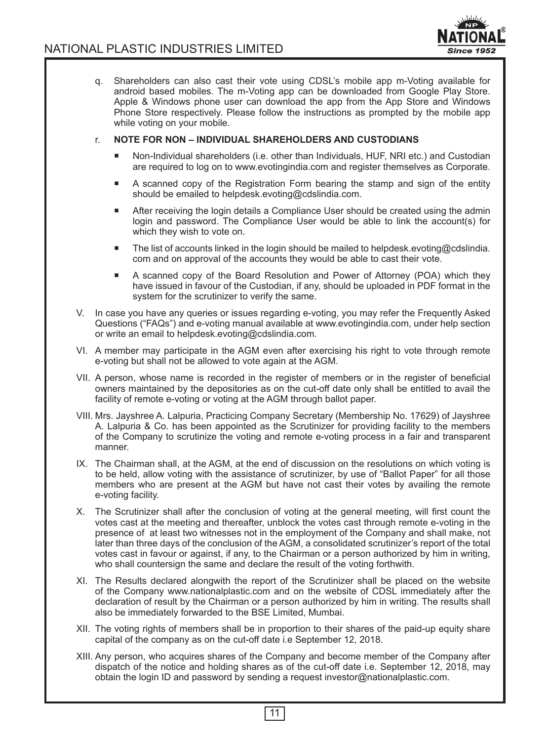q. Shareholders can also cast their vote using CDSL's mobile app m-Voting available for android based mobiles. The m-Voting app can be downloaded from Google Play Store. Apple & Windows phone user can download the app from the App Store and Windows Phone Store respectively. Please follow the instructions as prompted by the mobile app while voting on your mobile.

r. **NOTE FOR NON – INDIVIDUAL SHAREHOLDERS AND CUSTODIANS**

- Non-Individual shareholders (i.e. other than Individuals, HUF, NRI etc.) and Custodian are required to log on to www.evotingindia.com and register themselves as Corporate.
- A scanned copy of the Registration Form bearing the stamp and sign of the entity should be emailed to helpdesk.evoting@cdslindia.com.
- After receiving the login details a Compliance User should be created using the admin login and password. The Compliance User would be able to link the account(s) for which they wish to vote on.
- The list of accounts linked in the login should be mailed to helpdesk.evoting@cdslindia.com and on approval of the accounts they would be able to cast their vote.
- A scanned copy of the Board Resolution and Power of Attorney (POA) which they have issued in favour of the Custodian, if any, should be uploaded in PDF format in the system for the scrutinizer to verify the same.

V. In case you have any queries or issues regarding e-voting, you may refer the Frequently Asked Questions ("FAQs") and e-voting manual available at www.evotingindia.com, under help section or write an email to helpdesk.evoting@cdslindia.com.

VI. A member may participate in the AGM even after exercising his right to vote through remote e-voting but shall not be allowed to vote again at the AGM.

VII. A person, whose name is recorded in the register of members or in the register of beneficial owners maintained by the depositories as on the cut-off date only shall be entitled to avail the facility of remote e-voting or voting at the AGM through ballot paper.

VIII. Mrs. Jayshree A. Lalpuria, Practicing Company Secretary (Membership No. 17629) of Jayshree A. Lalpuria & Co. has been appointed as the Scrutinizer for providing facility to the members of the Company to scrutinize the voting and remote e-voting process in a fair and transparent manner.

IX. The Chairman shall, at the AGM, at the end of discussion on the resolutions on which voting is to be held, allow voting with the assistance of scrutinizer, by use of "Ballot Paper" for all those members who are present at the AGM but have not cast their votes by availing the remote e-voting facility.

X. The Scrutinizer shall after the conclusion of voting at the general meeting, will first count the votes cast at the meeting and thereafter, unblock the votes cast through remote e-voting in the presence of at least two witnesses not in the employment of the Company and shall make, not later than three days of the conclusion of the AGM, a consolidated scrutinizer's report of the total votes cast in favour or against, if any, to the Chairman or a person authorized by him in writing, who shall countersign the same and declare the result of the voting forthwith.

XI. The Results declared alongwith the report of the Scrutinizer shall be placed on the website of the Company www.nationalplastic.com and on the website of CDSL immediately after the declaration of result by the Chairman or a person authorized by him in writing. The results shall also be immediately forwarded to the BSE Limited, Mumbai.

XII. The voting rights of members shall be in proportion to their shares of the paid-up equity share capital of the company as on the cut-off date i.e September 12, 2018.

XIII. Any person, who acquires shares of the Company and become member of the Company after dispatch of the notice and holding shares as of the cut-off date i.e. September 12, 2018, may obtain the login ID and password by sending a request investor@nationalplastic.com.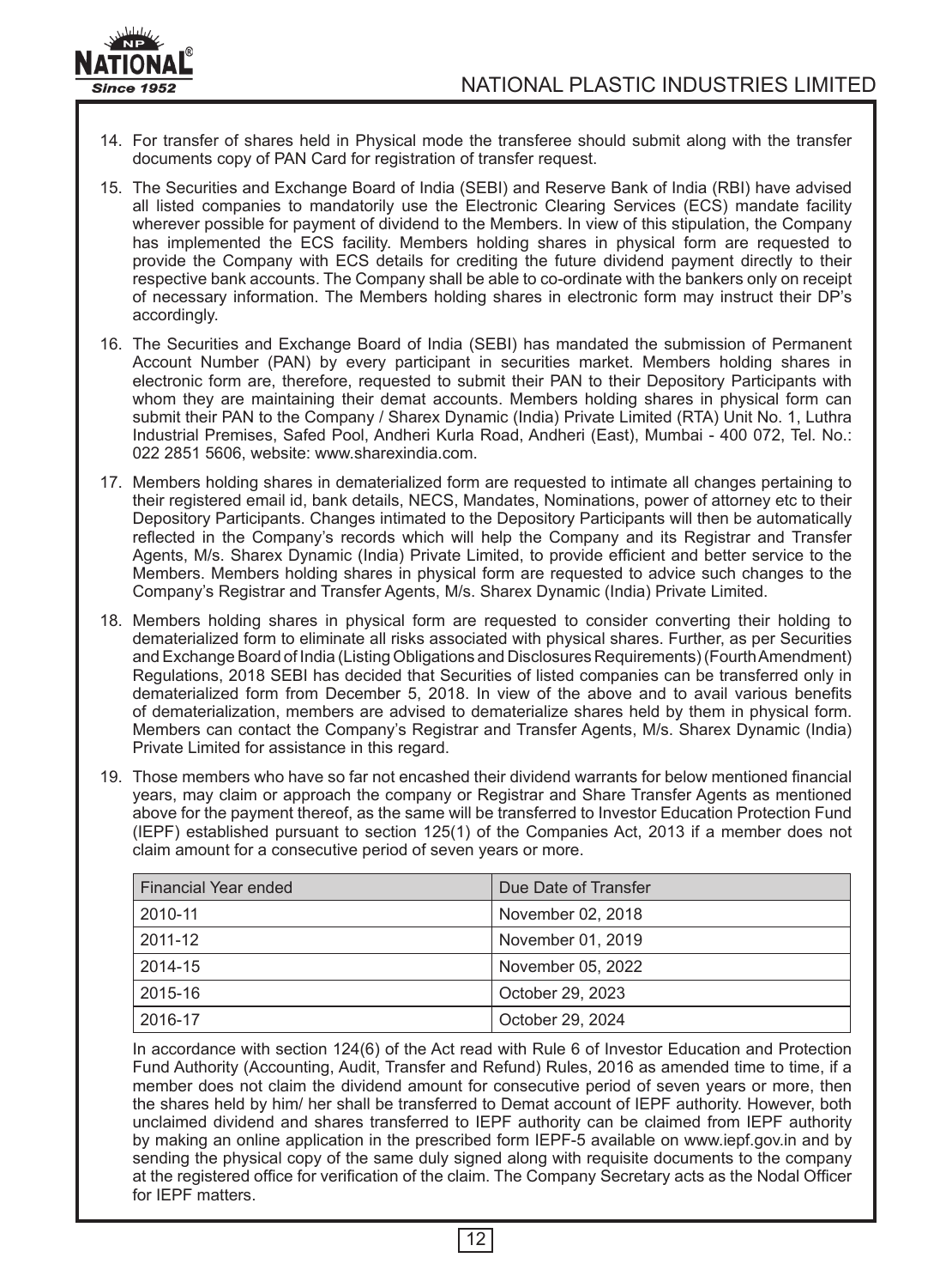14. For transfer of shares held in Physical mode the transferee should submit along with the transfer documents copy of PAN Card for registration of transfer request.

15. The Securities and Exchange Board of India (SEBI) and Reserve Bank of India (RBI) have advised all listed companies to mandatorily use the Electronic Clearing Services (ECS) mandate facility wherever possible for payment of dividend to the Members. In view of this stipulation, the Company has implemented the ECS facility. Members holding shares in physical form are requested to provide the Company with ECS details for crediting the future dividend payment directly to their respective bank accounts. The Company shall be able to co-ordinate with the bankers only on receipt of necessary information. The Members holding shares in electronic form may instruct their DP's accordingly.

16. The Securities and Exchange Board of India (SEBI) has mandated the submission of Permanent Account Number (PAN) by every participant in securities market. Members holding shares in electronic form are, therefore, requested to submit their PAN to their Depository Participants with whom they are maintaining their demat accounts. Members holding shares in physical form can submit their PAN to the Company / Sharex Dynamic (India) Private Limited (RTA) Unit No. 1, Luthra Industrial Premises, Safed Pool, Andheri Kurla Road, Andheri (East), Mumbai - 400 072, Tel. No.: 022 2851 5606, website: www.sharexindia.com.

17. Members holding shares in dematerialized form are requested to intimate all changes pertaining to their registered email id, bank details, NECS, Mandates, Nominations, power of attorney etc to their Depository Participants. Changes intimated to the Depository Participants will then be automatically reflected in the Company's records which will help the Company and its Registrar and Transfer Agents, M/s. Sharex Dynamic (India) Private Limited, to provide efficient and better service to the Members. Members holding shares in physical form are requested to advice such changes to the Company's Registrar and Transfer Agents, M/s. Sharex Dynamic (India) Private Limited.

18. Members holding shares in physical form are requested to consider converting their holding to dematerialized form to eliminate all risks associated with physical shares. Further, as per Securities and Exchange Board of India (Listing Obligations and Disclosures Requirements) (Fourth Amendment) Regulations, 2018 SEBI has decided that Securities of listed companies can be transferred only in dematerialized form from December 5, 2018. In view of the above and to avail various benefits of dematerialization, members are advised to dematerialize shares held by them in physical form. Members can contact the Company's Registrar and Transfer Agents, M/s. Sharex Dynamic (India) Private Limited for assistance in this regard.

19. Those members who have so far not encashed their dividend warrants for below mentioned financial years, may claim or approach the company or Registrar and Share Transfer Agents as mentioned above for the payment thereof, as the same will be transferred to Investor Education Protection Fund (IEPF) established pursuant to section 125(1) of the Companies Act, 2013 if a member does not claim amount for a consecutive period of seven years or more.

| Financial Year ended | Due Date of Transfer |
|---|---|
| 2010-11 | November 02, 2018 |
| 2011-12 | November 01, 2019 |
| 2014-15 | November 05, 2022 |
| 2015-16 | October 29, 2023 |
| 2016-17 | October 29, 2024 |

In accordance with section 124(6) of the Act read with Rule 6 of Investor Education and Protection Fund Authority (Accounting, Audit, Transfer and Refund) Rules, 2016 as amended time to time, if a member does not claim the dividend amount for consecutive period of seven years or more, then the shares held by him/ her shall be transferred to Demat account of IEPF authority. However, both unclaimed dividend and shares transferred to IEPF authority can be claimed from IEPF authority by making an online application in the prescribed form IEPF-5 available on www.iepf.gov.in and by sending the physical copy of the same duly signed along with requisite documents to the company at the registered office for verification of the claim. The Company Secretary acts as the Nodal Officer for IEPF matters.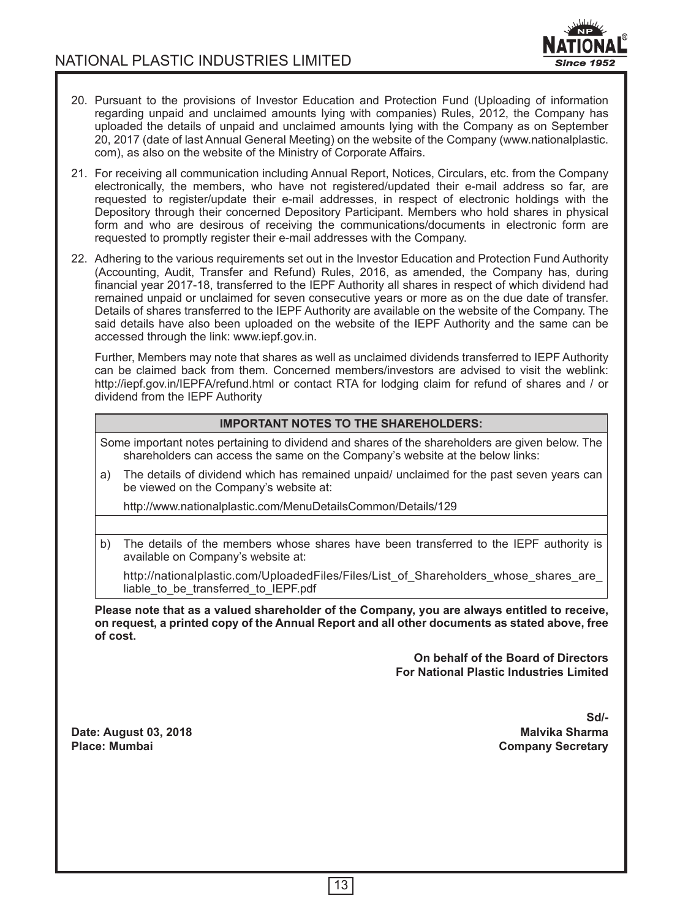20. Pursuant to the provisions of Investor Education and Protection Fund (Uploading of information regarding unpaid and unclaimed amounts lying with companies) Rules, 2012, the Company has uploaded the details of unpaid and unclaimed amounts lying with the Company as on September 20, 2017 (date of last Annual General Meeting) on the website of the Company (www.nationalplastic.com), as also on the website of the Ministry of Corporate Affairs.

21. For receiving all communication including Annual Report, Notices, Circulars, etc. from the Company electronically, the members, who have not registered/updated their e-mail address so far, are requested to register/update their e-mail addresses, in respect of electronic holdings with the Depository through their concerned Depository Participant. Members who hold shares in physical form and who are desirous of receiving the communications/documents in electronic form are requested to promptly register their e-mail addresses with the Company.

22. Adhering to the various requirements set out in the Investor Education and Protection Fund Authority (Accounting, Audit, Transfer and Refund) Rules, 2016, as amended, the Company has, during financial year 2017-18, transferred to the IEPF Authority all shares in respect of which dividend had remained unpaid or unclaimed for seven consecutive years or more as on the due date of transfer. Details of shares transferred to the IEPF Authority are available on the website of the Company. The said details have also been uploaded on the website of the IEPF Authority and the same can be accessed through the link: www.iepf.gov.in.

    Further, Members may note that shares as well as unclaimed dividends transferred to IEPF Authority can be claimed back from them. Concerned members/investors are advised to visit the weblink: http://iepf.gov.in/IEPFA/refund.html or contact RTA for lodging claim for refund of shares and / or dividend from the IEPF Authority

**IMPORTANT NOTES TO THE SHAREHOLDERS:**

Some important notes pertaining to dividend and shares of the shareholders are given below. The shareholders can access the same on the Company's website at the below links:

a) The details of dividend which has remained unpaid/ unclaimed for the past seven years can be viewed on the Company's website at:

   http://www.nationalplastic.com/MenuDetailsCommon/Details/129

b) The details of the members whose shares have been transferred to the IEPF authority is available on Company's website at:

   http://nationalplastic.com/UploadedFiles/Files/List_of_Shareholders_whose_shares_are_liable_to_be_transferred_to_IEPF.pdf

**Please note that as a valued shareholder of the Company, you are always entitled to receive, on request, a printed copy of the Annual Report and all other documents as stated above, free of cost.**

**On behalf of the Board of Directors**
**For National Plastic Industries Limited**

**Sd/-**
**Malvika Sharma**
**Company Secretary**

**Date: August 03, 2018**
**Place: Mumbai**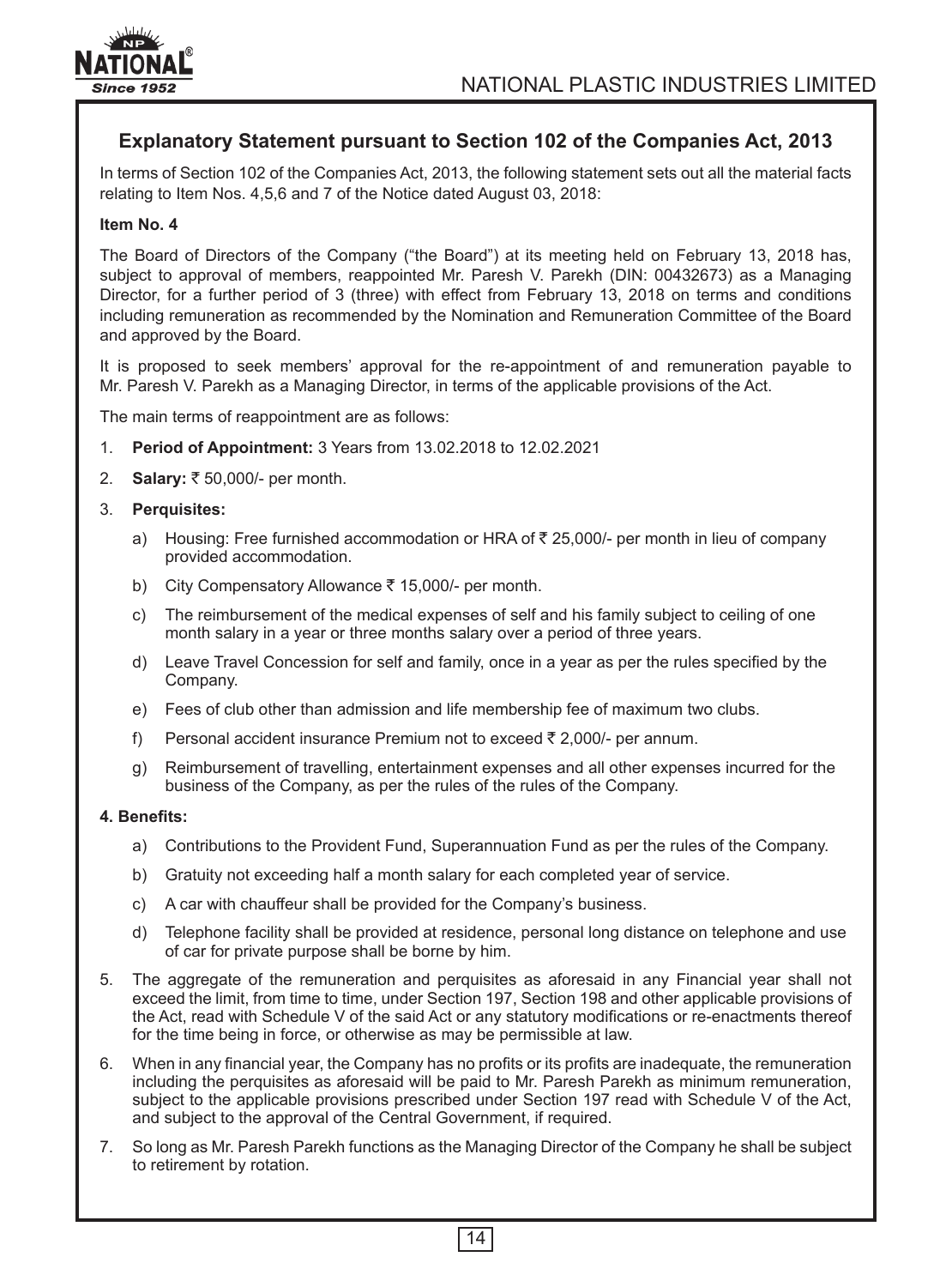## Explanatory Statement pursuant to Section 102 of the Companies Act, 2013

In terms of Section 102 of the Companies Act, 2013, the following statement sets out all the material facts relating to Item Nos. 4,5,6 and 7 of the Notice dated August 03, 2018:

**Item No. 4**

The Board of Directors of the Company ("the Board") at its meeting held on February 13, 2018 has, subject to approval of members, reappointed Mr. Paresh V. Parekh (DIN: 00432673) as a Managing Director, for a further period of 3 (three) with effect from February 13, 2018 on terms and conditions including remuneration as recommended by the Nomination and Remuneration Committee of the Board and approved by the Board.

It is proposed to seek members' approval for the re-appointment of and remuneration payable to Mr. Paresh V. Parekh as a Managing Director, in terms of the applicable provisions of the Act.

The main terms of reappointment are as follows:

1. **Period of Appointment:** 3 Years from 13.02.2018 to 12.02.2021
2. **Salary:** ₹ 50,000/- per month.
3. **Perquisites:**
   a) Housing: Free furnished accommodation or HRA of ₹ 25,000/- per month in lieu of company provided accommodation.
   b) City Compensatory Allowance ₹ 15,000/- per month.
   c) The reimbursement of the medical expenses of self and his family subject to ceiling of one month salary in a year or three months salary over a period of three years.
   d) Leave Travel Concession for self and family, once in a year as per the rules specified by the Company.
   e) Fees of club other than admission and life membership fee of maximum two clubs.
   f) Personal accident insurance Premium not to exceed ₹ 2,000/- per annum.
   g) Reimbursement of travelling, entertainment expenses and all other expenses incurred for the business of the Company, as per the rules of the rules of the Company.

**4. Benefits:**

   a) Contributions to the Provident Fund, Superannuation Fund as per the rules of the Company.
   b) Gratuity not exceeding half a month salary for each completed year of service.
   c) A car with chauffeur shall be provided for the Company's business.
   d) Telephone facility shall be provided at residence, personal long distance on telephone and use of car for private purpose shall be borne by him.

5. The aggregate of the remuneration and perquisites as aforesaid in any Financial year shall not exceed the limit, from time to time, under Section 197, Section 198 and other applicable provisions of the Act, read with Schedule V of the said Act or any statutory modifications or re-enactments thereof for the time being in force, or otherwise as may be permissible at law.
6. When in any financial year, the Company has no profits or its profits are inadequate, the remuneration including the perquisites as aforesaid will be paid to Mr. Paresh Parekh as minimum remuneration, subject to the applicable provisions prescribed under Section 197 read with Schedule V of the Act, and subject to the approval of the Central Government, if required.
7. So long as Mr. Paresh Parekh functions as the Managing Director of the Company he shall be subject to retirement by rotation.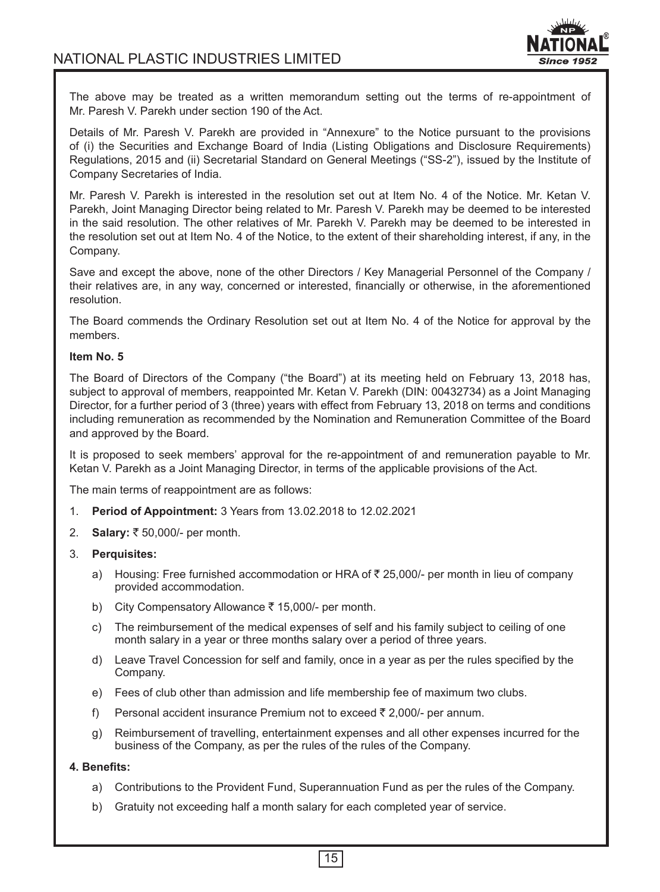The above may be treated as a written memorandum setting out the terms of re-appointment of Mr. Paresh V. Parekh under section 190 of the Act.

Details of Mr. Paresh V. Parekh are provided in "Annexure" to the Notice pursuant to the provisions of (i) the Securities and Exchange Board of India (Listing Obligations and Disclosure Requirements) Regulations, 2015 and (ii) Secretarial Standard on General Meetings ("SS-2"), issued by the Institute of Company Secretaries of India.

Mr. Paresh V. Parekh is interested in the resolution set out at Item No. 4 of the Notice. Mr. Ketan V. Parekh, Joint Managing Director being related to Mr. Paresh V. Parekh may be deemed to be interested in the said resolution. The other relatives of Mr. Parekh V. Parekh may be deemed to be interested in the resolution set out at Item No. 4 of the Notice, to the extent of their shareholding interest, if any, in the Company.

Save and except the above, none of the other Directors / Key Managerial Personnel of the Company / their relatives are, in any way, concerned or interested, financially or otherwise, in the aforementioned resolution.

The Board commends the Ordinary Resolution set out at Item No. 4 of the Notice for approval by the members.

**Item No. 5**

The Board of Directors of the Company ("the Board") at its meeting held on February 13, 2018 has, subject to approval of members, reappointed Mr. Ketan V. Parekh (DIN: 00432734) as a Joint Managing Director, for a further period of 3 (three) years with effect from February 13, 2018 on terms and conditions including remuneration as recommended by the Nomination and Remuneration Committee of the Board and approved by the Board.

It is proposed to seek members' approval for the re-appointment of and remuneration payable to Mr. Ketan V. Parekh as a Joint Managing Director, in terms of the applicable provisions of the Act.

The main terms of reappointment are as follows:

1. **Period of Appointment:** 3 Years from 13.02.2018 to 12.02.2021
2. **Salary:** ₹ 50,000/- per month.
3. **Perquisites:**
   a) Housing: Free furnished accommodation or HRA of ₹ 25,000/- per month in lieu of company provided accommodation.
   b) City Compensatory Allowance ₹ 15,000/- per month.
   c) The reimbursement of the medical expenses of self and his family subject to ceiling of one month salary in a year or three months salary over a period of three years.
   d) Leave Travel Concession for self and family, once in a year as per the rules specified by the Company.
   e) Fees of club other than admission and life membership fee of maximum two clubs.
   f) Personal accident insurance Premium not to exceed ₹ 2,000/- per annum.
   g) Reimbursement of travelling, entertainment expenses and all other expenses incurred for the business of the Company, as per the rules of the rules of the Company.

**4. Benefits:**

a) Contributions to the Provident Fund, Superannuation Fund as per the rules of the Company.

b) Gratuity not exceeding half a month salary for each completed year of service.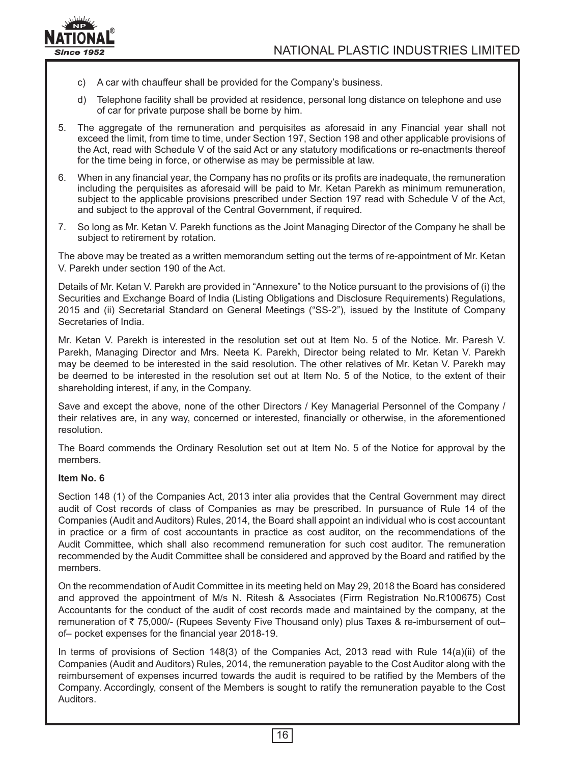c) A car with chauffeur shall be provided for the Company's business.

d) Telephone facility shall be provided at residence, personal long distance on telephone and use of car for private purpose shall be borne by him.

5. The aggregate of the remuneration and perquisites as aforesaid in any Financial year shall not exceed the limit, from time to time, under Section 197, Section 198 and other applicable provisions of the Act, read with Schedule V of the said Act or any statutory modifications or re-enactments thereof for the time being in force, or otherwise as may be permissible at law.

6. When in any financial year, the Company has no profits or its profits are inadequate, the remuneration including the perquisites as aforesaid will be paid to Mr. Ketan Parekh as minimum remuneration, subject to the applicable provisions prescribed under Section 197 read with Schedule V of the Act, and subject to the approval of the Central Government, if required.

7. So long as Mr. Ketan V. Parekh functions as the Joint Managing Director of the Company he shall be subject to retirement by rotation.

The above may be treated as a written memorandum setting out the terms of re-appointment of Mr. Ketan V. Parekh under section 190 of the Act.

Details of Mr. Ketan V. Parekh are provided in "Annexure" to the Notice pursuant to the provisions of (i) the Securities and Exchange Board of India (Listing Obligations and Disclosure Requirements) Regulations, 2015 and (ii) Secretarial Standard on General Meetings ("SS-2"), issued by the Institute of Company Secretaries of India.

Mr. Ketan V. Parekh is interested in the resolution set out at Item No. 5 of the Notice. Mr. Paresh V. Parekh, Managing Director and Mrs. Neeta K. Parekh, Director being related to Mr. Ketan V. Parekh may be deemed to be interested in the said resolution. The other relatives of Mr. Ketan V. Parekh may be deemed to be interested in the resolution set out at Item No. 5 of the Notice, to the extent of their shareholding interest, if any, in the Company.

Save and except the above, none of the other Directors / Key Managerial Personnel of the Company / their relatives are, in any way, concerned or interested, financially or otherwise, in the aforementioned resolution.

The Board commends the Ordinary Resolution set out at Item No. 5 of the Notice for approval by the members.

**Item No. 6**

Section 148 (1) of the Companies Act, 2013 inter alia provides that the Central Government may direct audit of Cost records of class of Companies as may be prescribed. In pursuance of Rule 14 of the Companies (Audit and Auditors) Rules, 2014, the Board shall appoint an individual who is cost accountant in practice or a firm of cost accountants in practice as cost auditor, on the recommendations of the Audit Committee, which shall also recommend remuneration for such cost auditor. The remuneration recommended by the Audit Committee shall be considered and approved by the Board and ratified by the members.

On the recommendation of Audit Committee in its meeting held on May 29, 2018 the Board has considered and approved the appointment of M/s N. Ritesh & Associates (Firm Registration No.R100675) Cost Accountants for the conduct of the audit of cost records made and maintained by the company, at the remuneration of ₹ 75,000/- (Rupees Seventy Five Thousand only) plus Taxes & re-imbursement of out–of– pocket expenses for the financial year 2018-19.

In terms of provisions of Section 148(3) of the Companies Act, 2013 read with Rule 14(a)(ii) of the Companies (Audit and Auditors) Rules, 2014, the remuneration payable to the Cost Auditor along with the reimbursement of expenses incurred towards the audit is required to be ratified by the Members of the Company. Accordingly, consent of the Members is sought to ratify the remuneration payable to the Cost Auditors.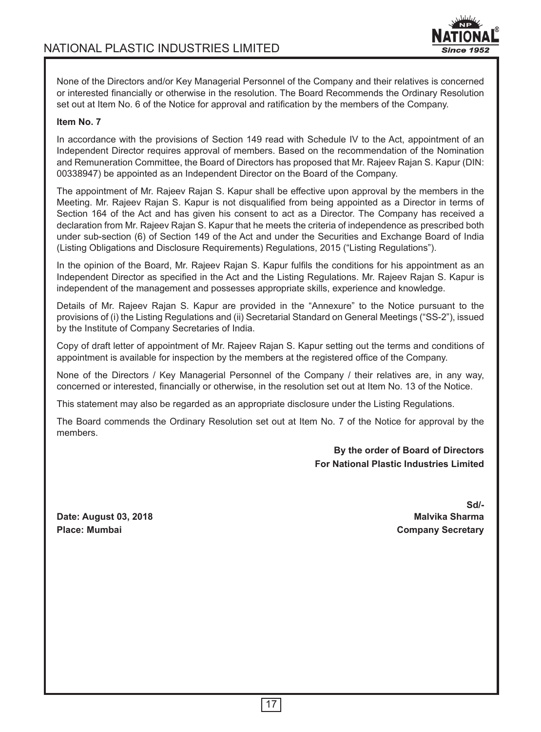None of the Directors and/or Key Managerial Personnel of the Company and their relatives is concerned or interested financially or otherwise in the resolution. The Board Recommends the Ordinary Resolution set out at Item No. 6 of the Notice for approval and ratification by the members of the Company.

**Item No. 7**

In accordance with the provisions of Section 149 read with Schedule IV to the Act, appointment of an Independent Director requires approval of members. Based on the recommendation of the Nomination and Remuneration Committee, the Board of Directors has proposed that Mr. Rajeev Rajan S. Kapur (DIN: 00338947) be appointed as an Independent Director on the Board of the Company.

The appointment of Mr. Rajeev Rajan S. Kapur shall be effective upon approval by the members in the Meeting. Mr. Rajeev Rajan S. Kapur is not disqualified from being appointed as a Director in terms of Section 164 of the Act and has given his consent to act as a Director. The Company has received a declaration from Mr. Rajeev Rajan S. Kapur that he meets the criteria of independence as prescribed both under sub-section (6) of Section 149 of the Act and under the Securities and Exchange Board of India (Listing Obligations and Disclosure Requirements) Regulations, 2015 ("Listing Regulations").

In the opinion of the Board, Mr. Rajeev Rajan S. Kapur fulfils the conditions for his appointment as an Independent Director as specified in the Act and the Listing Regulations. Mr. Rajeev Rajan S. Kapur is independent of the management and possesses appropriate skills, experience and knowledge.

Details of Mr. Rajeev Rajan S. Kapur are provided in the "Annexure" to the Notice pursuant to the provisions of (i) the Listing Regulations and (ii) Secretarial Standard on General Meetings ("SS-2"), issued by the Institute of Company Secretaries of India.

Copy of draft letter of appointment of Mr. Rajeev Rajan S. Kapur setting out the terms and conditions of appointment is available for inspection by the members at the registered office of the Company.

None of the Directors / Key Managerial Personnel of the Company / their relatives are, in any way, concerned or interested, financially or otherwise, in the resolution set out at Item No. 13 of the Notice.

This statement may also be regarded as an appropriate disclosure under the Listing Regulations.

The Board commends the Ordinary Resolution set out at Item No. 7 of the Notice for approval by the members.

**By the order of Board of Directors**
**For National Plastic Industries Limited**

**Sd/-**
**Malvika Sharma**
**Company Secretary**

**Date: August 03, 2018**
**Place: Mumbai**